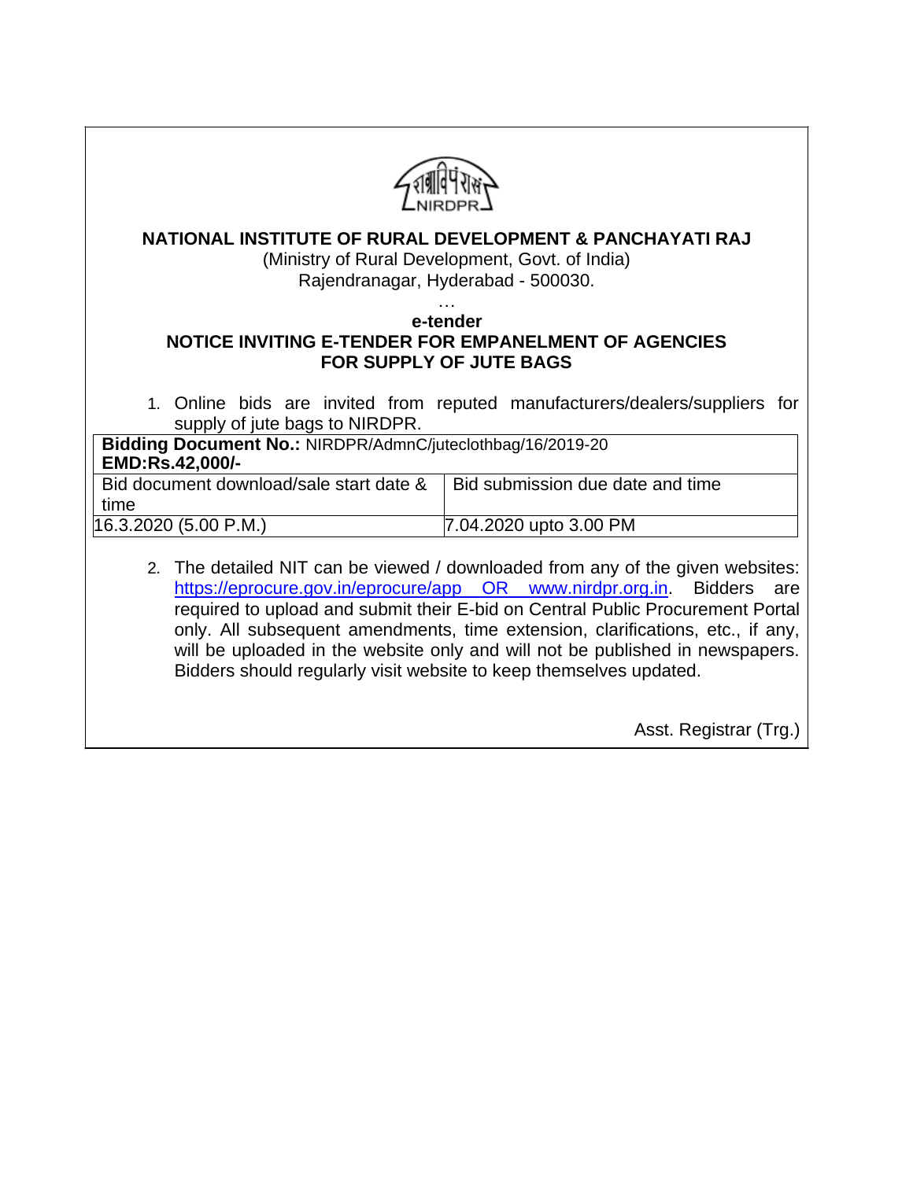# NATIONAL INSTITUTE OF RURAL DEVELOPMENT & PANCHAYATI RAJ

(Ministry of Rural Development, Govt. of India)
Rajendranagar, Hyderabad - 500030.

…

**e-tender**

## NOTICE INVITING E-TENDER FOR EMPANELMENT OF AGENCIES FOR SUPPLY OF JUTE BAGS

1. Online bids are invited from reputed manufacturers/dealers/suppliers for supply of jute bags to NIRDPR.

| **Bidding Document No.:** NIRDPR/AdmnC/juteclothbag/16/2019-20 **EMD:Rs.42,000/-** | |
|---|---|
| Bid document download/sale start date & time | Bid submission due date and time |
| 16.3.2020 (5.00 P.M.) | 7.04.2020 upto 3.00 PM |

2. The detailed NIT can be viewed / downloaded from any of the given websites: https://eprocure.gov.in/eprocure/app OR www.nirdpr.org.in. Bidders are required to upload and submit their E-bid on Central Public Procurement Portal only. All subsequent amendments, time extension, clarifications, etc., if any, will be uploaded in the website only and will not be published in newspapers. Bidders should regularly visit website to keep themselves updated.

Asst. Registrar (Trg.)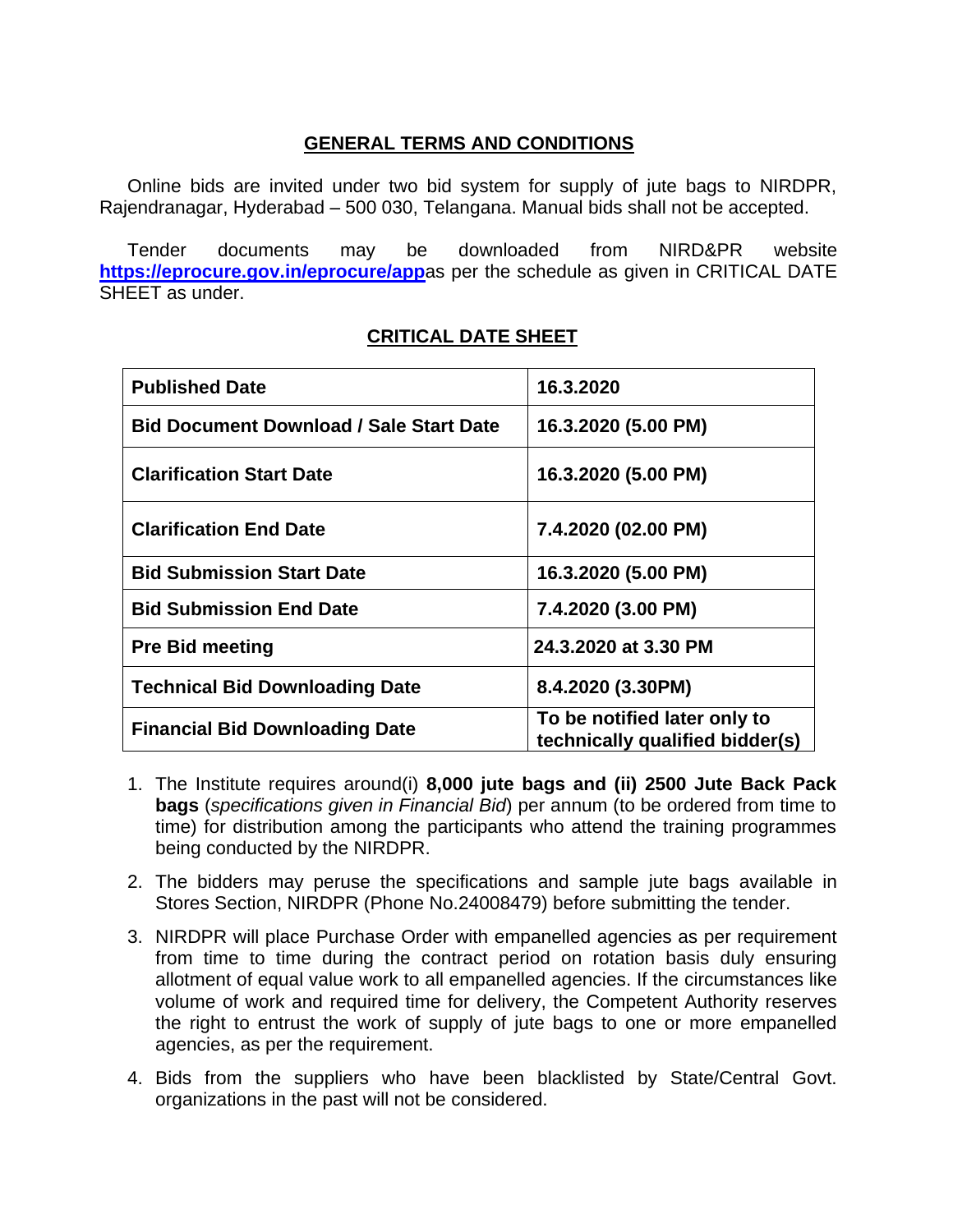## GENERAL TERMS AND CONDITIONS

Online bids are invited under two bid system for supply of jute bags to NIRDPR, Rajendranagar, Hyderabad – 500 030, Telangana. Manual bids shall not be accepted.

Tender documents may be downloaded from NIRD&PR website **https://eprocure.gov.in/eprocure/app**as per the schedule as given in CRITICAL DATE SHEET as under.

## CRITICAL DATE SHEET

| **Published Date** | **16.3.2020** |
|---|---|
| **Bid Document Download / Sale Start Date** | **16.3.2020 (5.00 PM)** |
| **Clarification Start Date** | **16.3.2020 (5.00 PM)** |
| **Clarification End Date** | **7.4.2020 (02.00 PM)** |
| **Bid Submission Start Date** | **16.3.2020 (5.00 PM)** |
| **Bid Submission End Date** | **7.4.2020 (3.00 PM)** |
| **Pre Bid meeting** | **24.3.2020 at 3.30 PM** |
| **Technical Bid Downloading Date** | **8.4.2020 (3.30PM)** |
| **Financial Bid Downloading Date** | **To be notified later only to technically qualified bidder(s)** |

1. The Institute requires around(i) **8,000 jute bags and (ii) 2500 Jute Back Pack bags** (*specifications given in Financial Bid*) per annum (to be ordered from time to time) for distribution among the participants who attend the training programmes being conducted by the NIRDPR.

2. The bidders may peruse the specifications and sample jute bags available in Stores Section, NIRDPR (Phone No.24008479) before submitting the tender.

3. NIRDPR will place Purchase Order with empanelled agencies as per requirement from time to time during the contract period on rotation basis duly ensuring allotment of equal value work to all empanelled agencies. If the circumstances like volume of work and required time for delivery, the Competent Authority reserves the right to entrust the work of supply of jute bags to one or more empanelled agencies, as per the requirement.

4. Bids from the suppliers who have been blacklisted by State/Central Govt. organizations in the past will not be considered.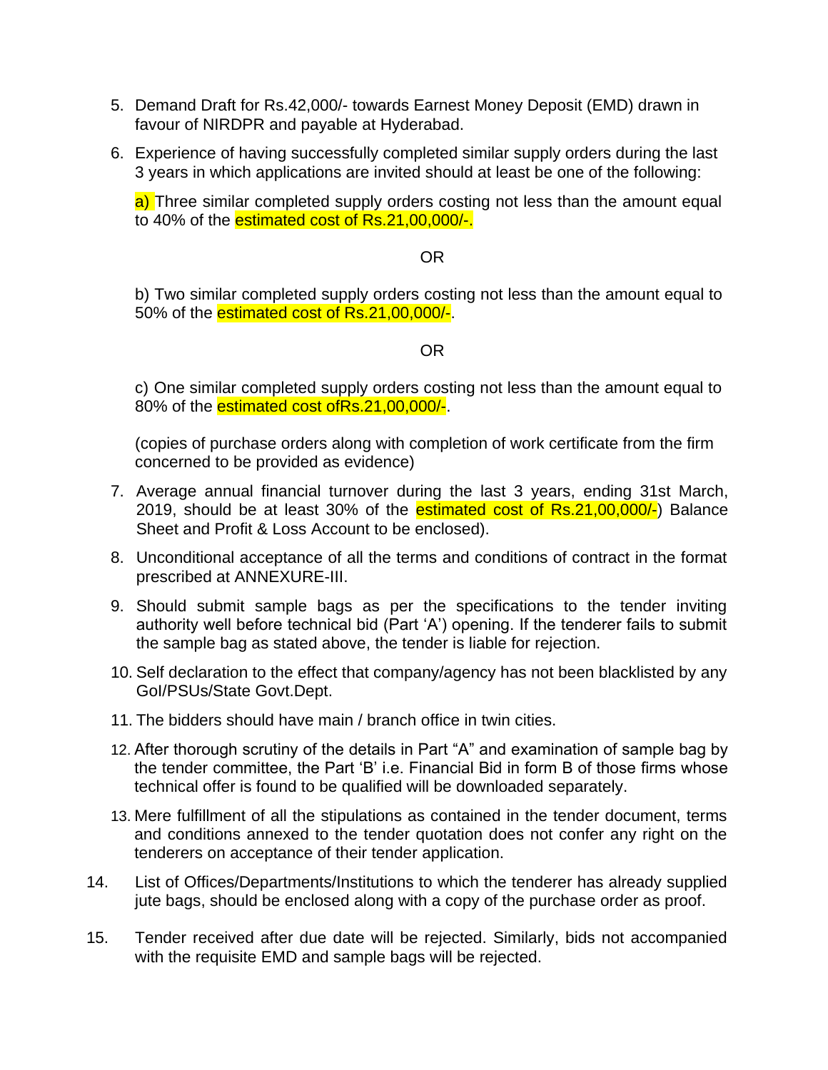5. Demand Draft for Rs.42,000/- towards Earnest Money Deposit (EMD) drawn in favour of NIRDPR and payable at Hyderabad.

6. Experience of having successfully completed similar supply orders during the last 3 years in which applications are invited should at least be one of the following:

   a) Three similar completed supply orders costing not less than the amount equal to 40% of the estimated cost of Rs.21,00,000/-.

   OR

   b) Two similar completed supply orders costing not less than the amount equal to 50% of the estimated cost of Rs.21,00,000/-.

   OR

   c) One similar completed supply orders costing not less than the amount equal to 80% of the estimated cost ofRs.21,00,000/-.

   (copies of purchase orders along with completion of work certificate from the firm concerned to be provided as evidence)

7. Average annual financial turnover during the last 3 years, ending 31st March, 2019, should be at least 30% of the estimated cost of Rs.21,00,000/-) Balance Sheet and Profit & Loss Account to be enclosed).

8. Unconditional acceptance of all the terms and conditions of contract in the format prescribed at ANNEXURE-III.

9. Should submit sample bags as per the specifications to the tender inviting authority well before technical bid (Part 'A') opening. If the tenderer fails to submit the sample bag as stated above, the tender is liable for rejection.

10. Self declaration to the effect that company/agency has not been blacklisted by any GoI/PSUs/State Govt.Dept.

11. The bidders should have main / branch office in twin cities.

12. After thorough scrutiny of the details in Part "A" and examination of sample bag by the tender committee, the Part 'B' i.e. Financial Bid in form B of those firms whose technical offer is found to be qualified will be downloaded separately.

13. Mere fulfillment of all the stipulations as contained in the tender document, terms and conditions annexed to the tender quotation does not confer any right on the tenderers on acceptance of their tender application.

14. List of Offices/Departments/Institutions to which the tenderer has already supplied jute bags, should be enclosed along with a copy of the purchase order as proof.

15. Tender received after due date will be rejected. Similarly, bids not accompanied with the requisite EMD and sample bags will be rejected.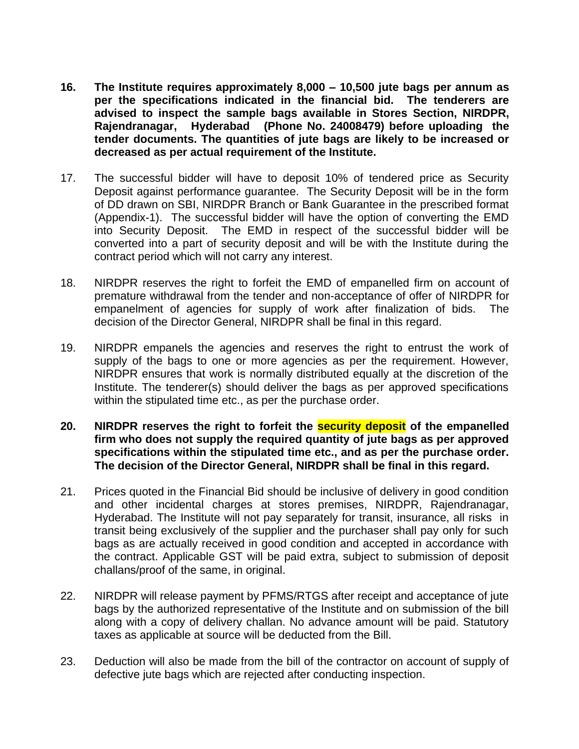16. **The Institute requires approximately 8,000 – 10,500 jute bags per annum as per the specifications indicated in the financial bid. The tenderers are advised to inspect the sample bags available in Stores Section, NIRDPR, Rajendranagar, Hyderabad (Phone No. 24008479) before uploading the tender documents. The quantities of jute bags are likely to be increased or decreased as per actual requirement of the Institute.**

17. The successful bidder will have to deposit 10% of tendered price as Security Deposit against performance guarantee. The Security Deposit will be in the form of DD drawn on SBI, NIRDPR Branch or Bank Guarantee in the prescribed format (Appendix-1). The successful bidder will have the option of converting the EMD into Security Deposit. The EMD in respect of the successful bidder will be converted into a part of security deposit and will be with the Institute during the contract period which will not carry any interest.

18. NIRDPR reserves the right to forfeit the EMD of empanelled firm on account of premature withdrawal from the tender and non-acceptance of offer of NIRDPR for empanelment of agencies for supply of work after finalization of bids. The decision of the Director General, NIRDPR shall be final in this regard.

19. NIRDPR empanels the agencies and reserves the right to entrust the work of supply of the bags to one or more agencies as per the requirement. However, NIRDPR ensures that work is normally distributed equally at the discretion of the Institute. The tenderer(s) should deliver the bags as per approved specifications within the stipulated time etc., as per the purchase order.

20. **NIRDPR reserves the right to forfeit the security deposit of the empanelled firm who does not supply the required quantity of jute bags as per approved specifications within the stipulated time etc., and as per the purchase order. The decision of the Director General, NIRDPR shall be final in this regard.**

21. Prices quoted in the Financial Bid should be inclusive of delivery in good condition and other incidental charges at stores premises, NIRDPR, Rajendranagar, Hyderabad. The Institute will not pay separately for transit, insurance, all risks in transit being exclusively of the supplier and the purchaser shall pay only for such bags as are actually received in good condition and accepted in accordance with the contract. Applicable GST will be paid extra, subject to submission of deposit challans/proof of the same, in original.

22. NIRDPR will release payment by PFMS/RTGS after receipt and acceptance of jute bags by the authorized representative of the Institute and on submission of the bill along with a copy of delivery challan. No advance amount will be paid. Statutory taxes as applicable at source will be deducted from the Bill.

23. Deduction will also be made from the bill of the contractor on account of supply of defective jute bags which are rejected after conducting inspection.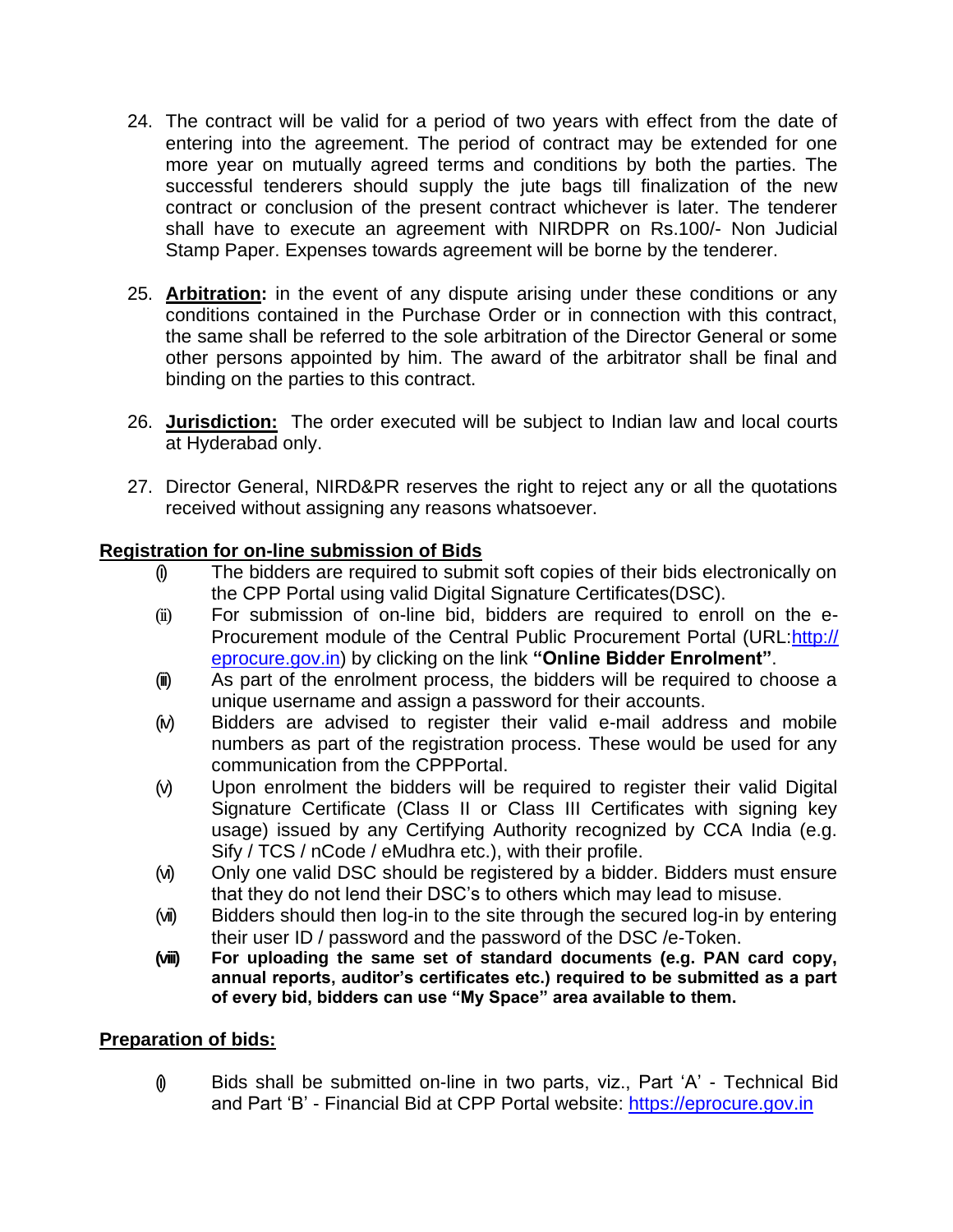24. The contract will be valid for a period of two years with effect from the date of entering into the agreement. The period of contract may be extended for one more year on mutually agreed terms and conditions by both the parties. The successful tenderers should supply the jute bags till finalization of the new contract or conclusion of the present contract whichever is later. The tenderer shall have to execute an agreement with NIRDPR on Rs.100/- Non Judicial Stamp Paper. Expenses towards agreement will be borne by the tenderer.

25. **<u>Arbitration</u>:** in the event of any dispute arising under these conditions or any conditions contained in the Purchase Order or in connection with this contract, the same shall be referred to the sole arbitration of the Director General or some other persons appointed by him. The award of the arbitrator shall be final and binding on the parties to this contract.

26. **<u>Jurisdiction:</u>** The order executed will be subject to Indian law and local courts at Hyderabad only.

27. Director General, NIRD&PR reserves the right to reject any or all the quotations received without assigning any reasons whatsoever.

**<u>Registration for on-line submission of Bids</u>**

(i) The bidders are required to submit soft copies of their bids electronically on the CPP Portal using valid Digital Signature Certificates(DSC).

(ii) For submission of on-line bid, bidders are required to enroll on the e-Procurement module of the Central Public Procurement Portal (URL:[http://eprocure.gov.in](http://eprocure.gov.in)) by clicking on the link **"Online Bidder Enrolment"**.

(iii) As part of the enrolment process, the bidders will be required to choose a unique username and assign a password for their accounts.

(iv) Bidders are advised to register their valid e-mail address and mobile numbers as part of the registration process. These would be used for any communication from the CPPPortal.

(v) Upon enrolment the bidders will be required to register their valid Digital Signature Certificate (Class II or Class III Certificates with signing key usage) issued by any Certifying Authority recognized by CCA India (e.g. Sify / TCS / nCode / eMudhra etc.), with their profile.

(vi) Only one valid DSC should be registered by a bidder. Bidders must ensure that they do not lend their DSC's to others which may lead to misuse.

(vii) Bidders should then log-in to the site through the secured log-in by entering their user ID / password and the password of the DSC /e-Token.

**(viii) For uploading the same set of standard documents (e.g. PAN card copy, annual reports, auditor's certificates etc.) required to be submitted as a part of every bid, bidders can use "My Space" area available to them.**

**<u>Preparation of bids:</u>**

(i) Bids shall be submitted on-line in two parts, viz., Part 'A' - Technical Bid and Part 'B' - Financial Bid at CPP Portal website: [https://eprocure.gov.in](https://eprocure.gov.in)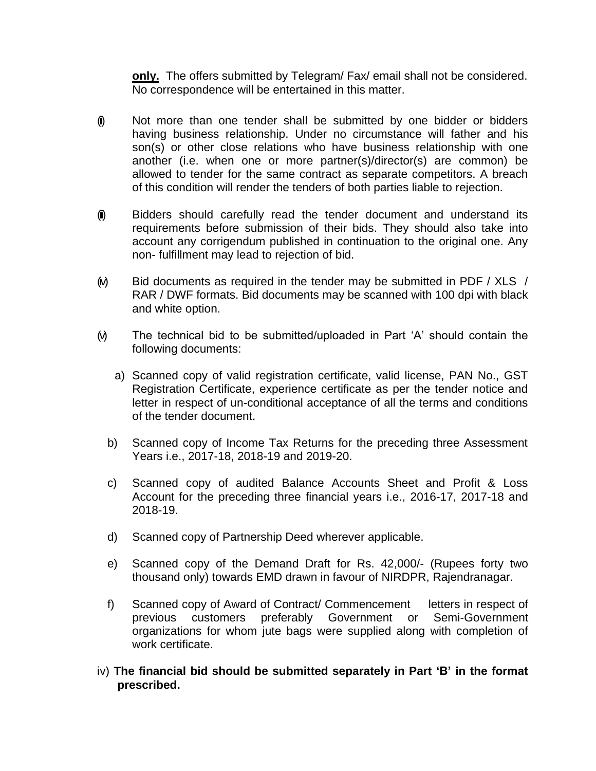**only.** The offers submitted by Telegram/ Fax/ email shall not be considered. No correspondence will be entertained in this matter.

(ii) Not more than one tender shall be submitted by one bidder or bidders having business relationship. Under no circumstance will father and his son(s) or other close relations who have business relationship with one another (i.e. when one or more partner(s)/director(s) are common) be allowed to tender for the same contract as separate competitors. A breach of this condition will render the tenders of both parties liable to rejection.

(iii) Bidders should carefully read the tender document and understand its requirements before submission of their bids. They should also take into account any corrigendum published in continuation to the original one. Any non- fulfillment may lead to rejection of bid.

(iv) Bid documents as required in the tender may be submitted in PDF / XLS / RAR / DWF formats. Bid documents may be scanned with 100 dpi with black and white option.

(v) The technical bid to be submitted/uploaded in Part 'A' should contain the following documents:

a) Scanned copy of valid registration certificate, valid license, PAN No., GST Registration Certificate, experience certificate as per the tender notice and letter in respect of un-conditional acceptance of all the terms and conditions of the tender document.

b) Scanned copy of Income Tax Returns for the preceding three Assessment Years i.e., 2017-18, 2018-19 and 2019-20.

c) Scanned copy of audited Balance Accounts Sheet and Profit & Loss Account for the preceding three financial years i.e., 2016-17, 2017-18 and 2018-19.

d) Scanned copy of Partnership Deed wherever applicable.

e) Scanned copy of the Demand Draft for Rs. 42,000/- (Rupees forty two thousand only) towards EMD drawn in favour of NIRDPR, Rajendranagar.

f) Scanned copy of Award of Contract/ Commencement letters in respect of previous customers preferably Government or Semi-Government organizations for whom jute bags were supplied along with completion of work certificate.

iv) **The financial bid should be submitted separately in Part 'B' in the format prescribed.**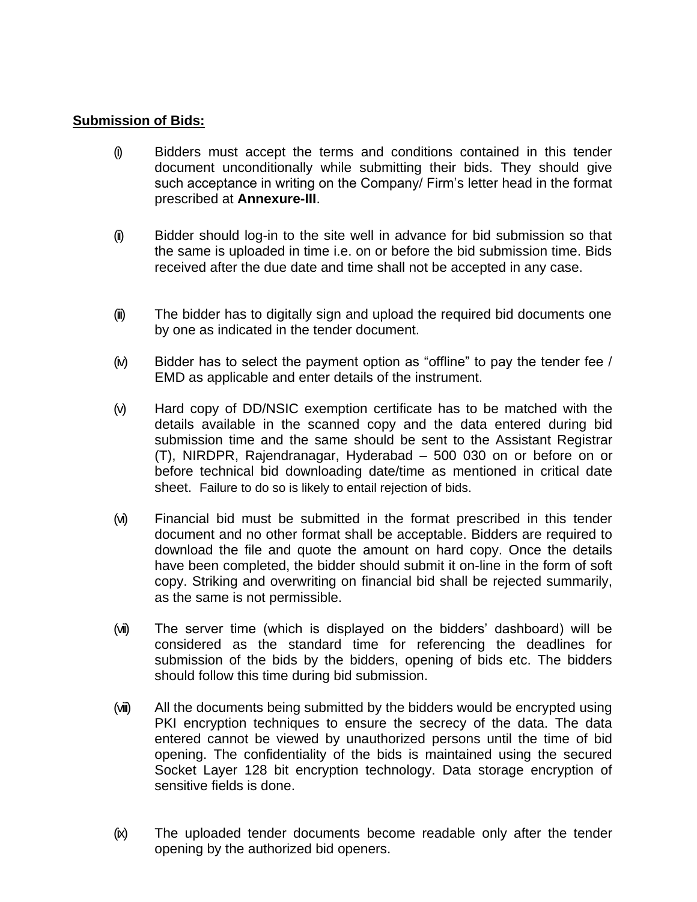**Submission of Bids:**

(i) Bidders must accept the terms and conditions contained in this tender document unconditionally while submitting their bids. They should give such acceptance in writing on the Company/ Firm's letter head in the format prescribed at **Annexure-III**.

(ii) Bidder should log-in to the site well in advance for bid submission so that the same is uploaded in time i.e. on or before the bid submission time. Bids received after the due date and time shall not be accepted in any case.

(iii) The bidder has to digitally sign and upload the required bid documents one by one as indicated in the tender document.

(iv) Bidder has to select the payment option as "offline" to pay the tender fee / EMD as applicable and enter details of the instrument.

(v) Hard copy of DD/NSIC exemption certificate has to be matched with the details available in the scanned copy and the data entered during bid submission time and the same should be sent to the Assistant Registrar (T), NIRDPR, Rajendranagar, Hyderabad – 500 030 on or before on or before technical bid downloading date/time as mentioned in critical date sheet. Failure to do so is likely to entail rejection of bids.

(vi) Financial bid must be submitted in the format prescribed in this tender document and no other format shall be acceptable. Bidders are required to download the file and quote the amount on hard copy. Once the details have been completed, the bidder should submit it on-line in the form of soft copy. Striking and overwriting on financial bid shall be rejected summarily, as the same is not permissible.

(vii) The server time (which is displayed on the bidders' dashboard) will be considered as the standard time for referencing the deadlines for submission of the bids by the bidders, opening of bids etc. The bidders should follow this time during bid submission.

(viii) All the documents being submitted by the bidders would be encrypted using PKI encryption techniques to ensure the secrecy of the data. The data entered cannot be viewed by unauthorized persons until the time of bid opening. The confidentiality of the bids is maintained using the secured Socket Layer 128 bit encryption technology. Data storage encryption of sensitive fields is done.

(ix) The uploaded tender documents become readable only after the tender opening by the authorized bid openers.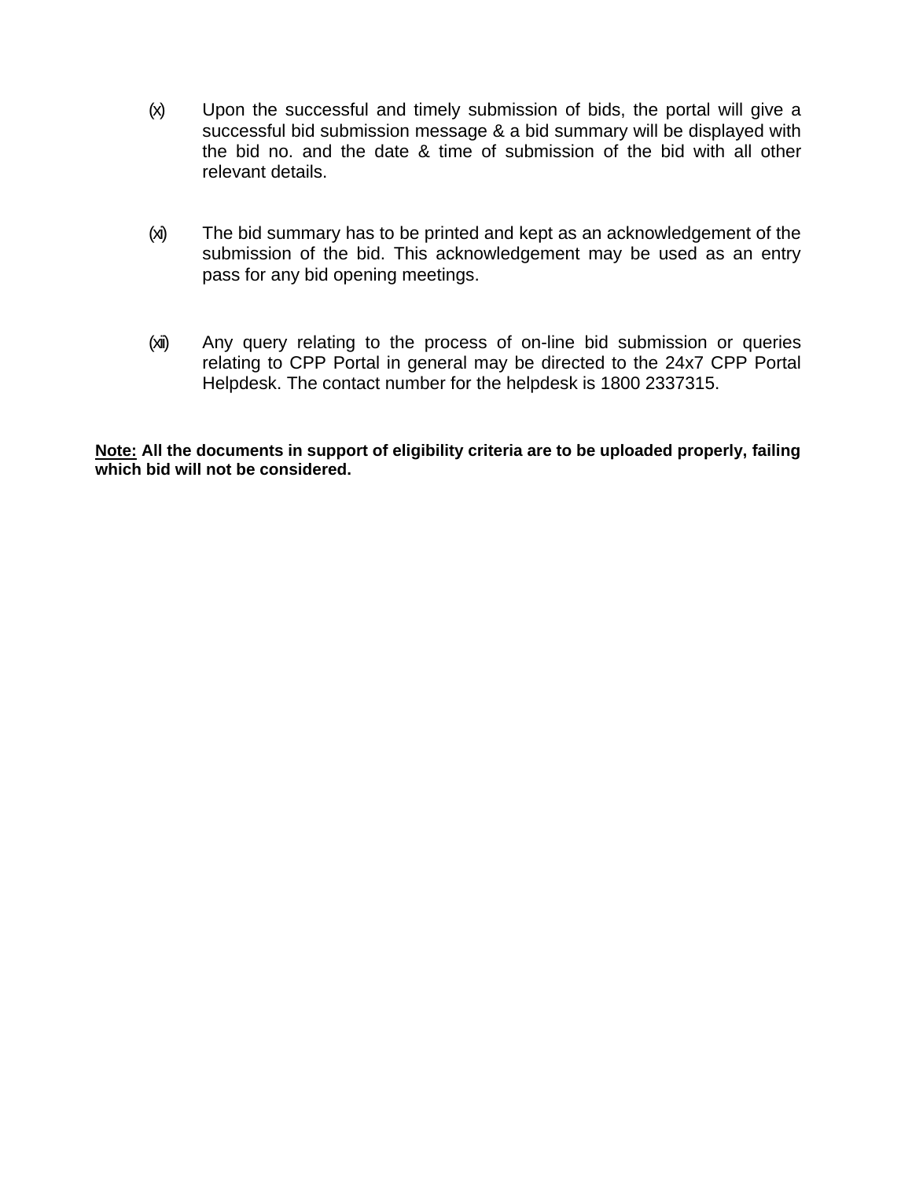(x) Upon the successful and timely submission of bids, the portal will give a successful bid submission message & a bid summary will be displayed with the bid no. and the date & time of submission of the bid with all other relevant details.

(xi) The bid summary has to be printed and kept as an acknowledgement of the submission of the bid. This acknowledgement may be used as an entry pass for any bid opening meetings.

(xii) Any query relating to the process of on-line bid submission or queries relating to CPP Portal in general may be directed to the 24x7 CPP Portal Helpdesk. The contact number for the helpdesk is 1800 2337315.

**Note: All the documents in support of eligibility criteria are to be uploaded properly, failing which bid will not be considered.**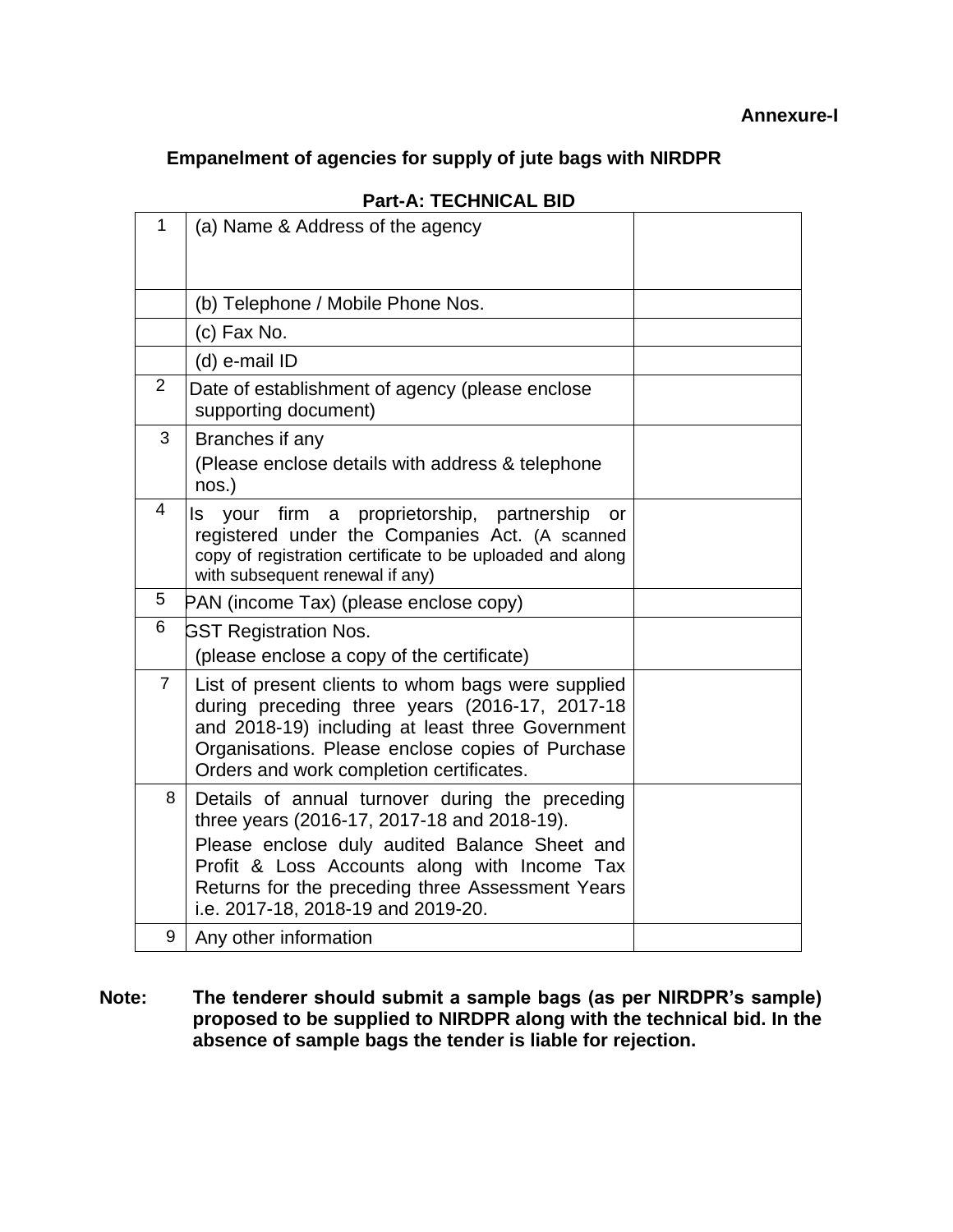**Annexure-I**

## Empanelment of agencies for supply of jute bags with NIRDPR

### Part-A: TECHNICAL BID

| | | |
|---|---|---|
| 1 | (a) Name & Address of the agency | |
| | (b) Telephone / Mobile Phone Nos. | |
| | (c) Fax No. | |
| | (d) e-mail ID | |
| 2 | Date of establishment of agency (please enclose supporting document) | |
| 3 | Branches if any<br>(Please enclose details with address & telephone nos.) | |
| 4 | Is your firm a proprietorship, partnership or registered under the Companies Act. (A scanned copy of registration certificate to be uploaded and along with subsequent renewal if any) | |
| 5 | PAN (income Tax) (please enclose copy) | |
| 6 | GST Registration Nos.<br>(please enclose a copy of the certificate) | |
| 7 | List of present clients to whom bags were supplied during preceding three years (2016-17, 2017-18 and 2018-19) including at least three Government Organisations. Please enclose copies of Purchase Orders and work completion certificates. | |
| 8 | Details of annual turnover during the preceding three years (2016-17, 2017-18 and 2018-19).<br>Please enclose duly audited Balance Sheet and Profit & Loss Accounts along with Income Tax Returns for the preceding three Assessment Years i.e. 2017-18, 2018-19 and 2019-20. | |
| 9 | Any other information | |

**Note:** **The tenderer should submit a sample bags (as per NIRDPR's sample) proposed to be supplied to NIRDPR along with the technical bid. In the absence of sample bags the tender is liable for rejection.**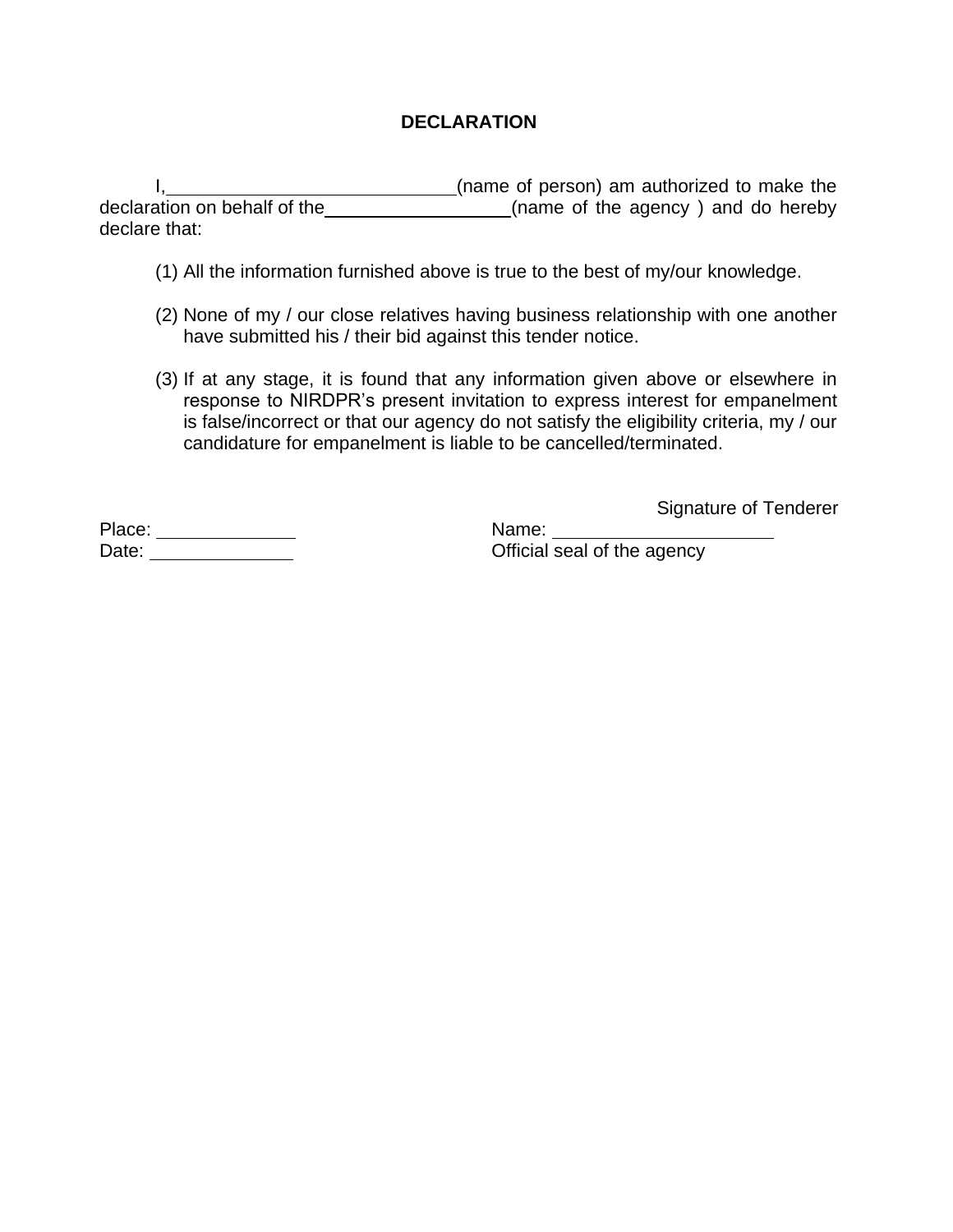## DECLARATION

I,\_\_\_\_\_\_\_\_\_\_\_\_\_\_\_\_\_\_\_\_\_\_\_\_\_\_\_\_\_\_(name of person) am authorized to make the declaration on behalf of the\_\_\_\_\_\_\_\_\_\_\_\_\_\_\_\_\_\_\_\_(name of the agency ) and do hereby declare that:

(1) All the information furnished above is true to the best of my/our knowledge.

(2) None of my / our close relatives having business relationship with one another have submitted his / their bid against this tender notice.

(3) If at any stage, it is found that any information given above or elsewhere in response to NIRDPR's present invitation to express interest for empanelment is false/incorrect or that our agency do not satisfy the eligibility criteria, my / our candidature for empanelment is liable to be cancelled/terminated.

Signature of Tenderer

Place: \_\_\_\_\_\_\_\_\_\_\_\_\_\_

Date: \_\_\_\_\_\_\_\_\_\_\_\_\_\_

Name: \_\_\_\_\_\_\_\_\_\_\_\_\_\_\_\_\_\_\_\_\_\_\_

Official seal of the agency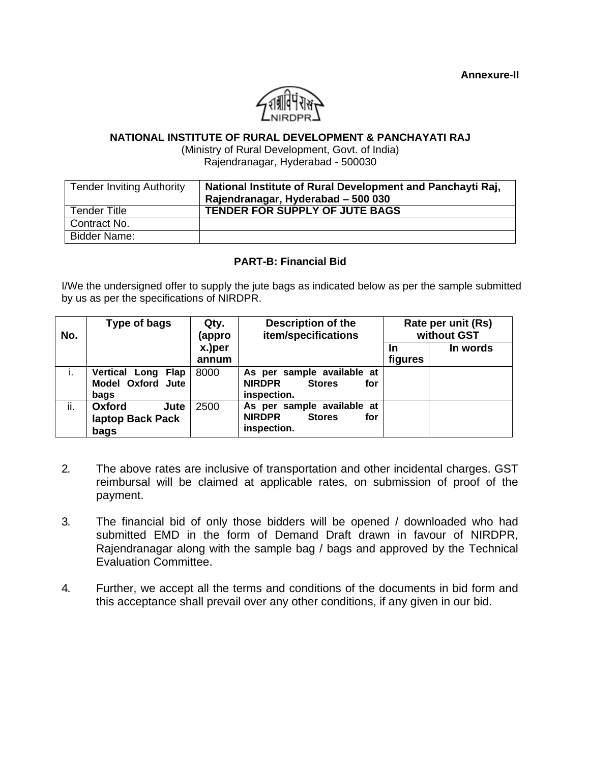**Annexure-II**

**NATIONAL INSTITUTE OF RURAL DEVELOPMENT & PANCHAYATI RAJ**

(Ministry of Rural Development, Govt. of India)
Rajendranagar, Hyderabad - 500030

| Tender Inviting Authority | **National Institute of Rural Development and Panchayti Raj, Rajendranagar, Hyderabad – 500 030** |
|---|---|
| Tender Title | **TENDER FOR SUPPLY OF JUTE BAGS** |
| Contract No. | |
| Bidder Name: | |

**PART-B: Financial Bid**

I/We the undersigned offer to supply the jute bags as indicated below as per the sample submitted by us as per the specifications of NIRDPR.

| No. | Type of bags | Qty. (approx.)per annum | Description of the item/specifications | Rate per unit (Rs) without GST | |
|---|---|---|---|---|---|
| | | | | In figures | In words |
| i. | **Vertical Long Flap Model Oxford Jute bags** | 8000 | **As per sample available at NIRDPR Stores for inspection.** | | |
| ii. | **Oxford Jute laptop Back Pack bags** | 2500 | **As per sample available at NIRDPR Stores for inspection.** | | |

2. The above rates are inclusive of transportation and other incidental charges. GST reimbursal will be claimed at applicable rates, on submission of proof of the payment.

3. The financial bid of only those bidders will be opened / downloaded who had submitted EMD in the form of Demand Draft drawn in favour of NIRDPR, Rajendranagar along with the sample bag / bags and approved by the Technical Evaluation Committee.

4. Further, we accept all the terms and conditions of the documents in bid form and this acceptance shall prevail over any other conditions, if any given in our bid.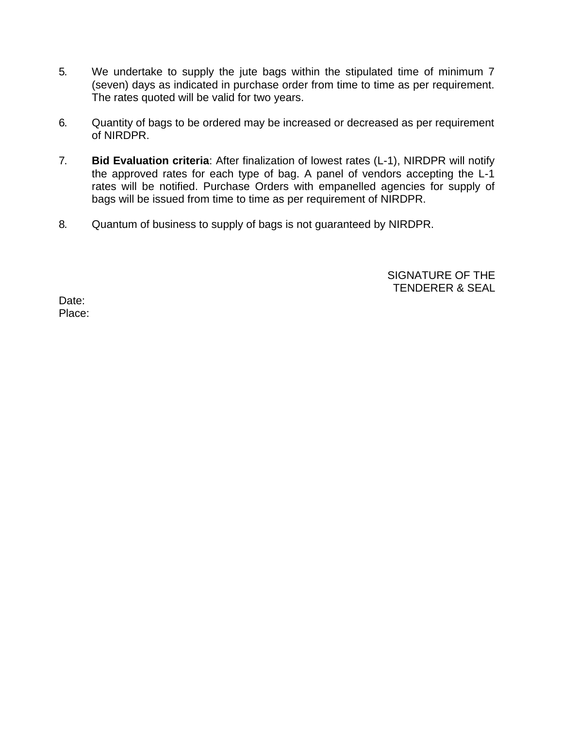5. We undertake to supply the jute bags within the stipulated time of minimum 7 (seven) days as indicated in purchase order from time to time as per requirement. The rates quoted will be valid for two years.

6. Quantity of bags to be ordered may be increased or decreased as per requirement of NIRDPR.

7. **Bid Evaluation criteria**: After finalization of lowest rates (L-1), NIRDPR will notify the approved rates for each type of bag. A panel of vendors accepting the L-1 rates will be notified. Purchase Orders with empanelled agencies for supply of bags will be issued from time to time as per requirement of NIRDPR.

8. Quantum of business to supply of bags is not guaranteed by NIRDPR.

SIGNATURE OF THE
TENDERER & SEAL

Date:
Place: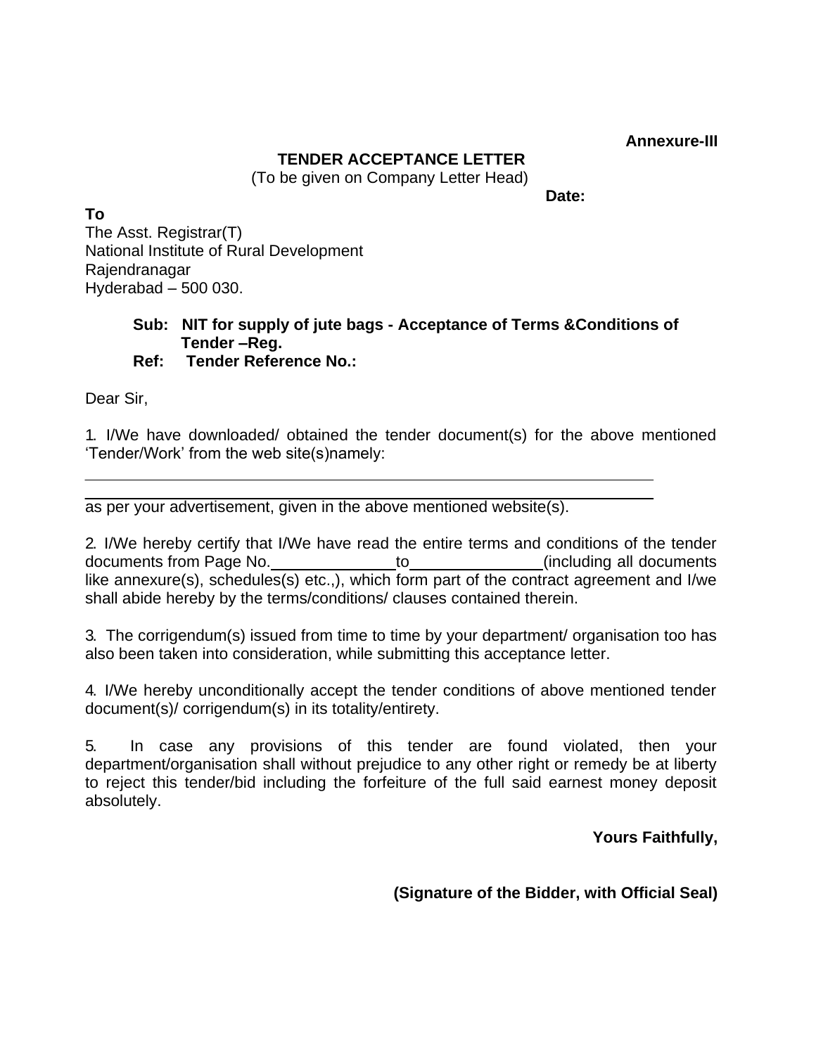**Annexure-III**

**TENDER ACCEPTANCE LETTER**

(To be given on Company Letter Head)

**Date:**

**To**

The Asst. Registrar(T)
National Institute of Rural Development
Rajendranagar
Hyderabad – 500 030.

**Sub: NIT for supply of jute bags - Acceptance of Terms &Conditions of Tender –Reg.**

**Ref: Tender Reference No.:**

Dear Sir,

1. I/We have downloaded/ obtained the tender document(s) for the above mentioned 'Tender/Work' from the web site(s)namely:

______________________________________________________________

______________________________________________________________

as per your advertisement, given in the above mentioned website(s).

2. I/We hereby certify that I/We have read the entire terms and conditions of the tender documents from Page No.______________to_______________(including all documents like annexure(s), schedules(s) etc.,), which form part of the contract agreement and I/we shall abide hereby by the terms/conditions/ clauses contained therein.

3. The corrigendum(s) issued from time to time by your department/ organisation too has also been taken into consideration, while submitting this acceptance letter.

4. I/We hereby unconditionally accept the tender conditions of above mentioned tender document(s)/ corrigendum(s) in its totality/entirety.

5. In case any provisions of this tender are found violated, then your department/organisation shall without prejudice to any other right or remedy be at liberty to reject this tender/bid including the forfeiture of the full said earnest money deposit absolutely.

**Yours Faithfully,**

**(Signature of the Bidder, with Official Seal)**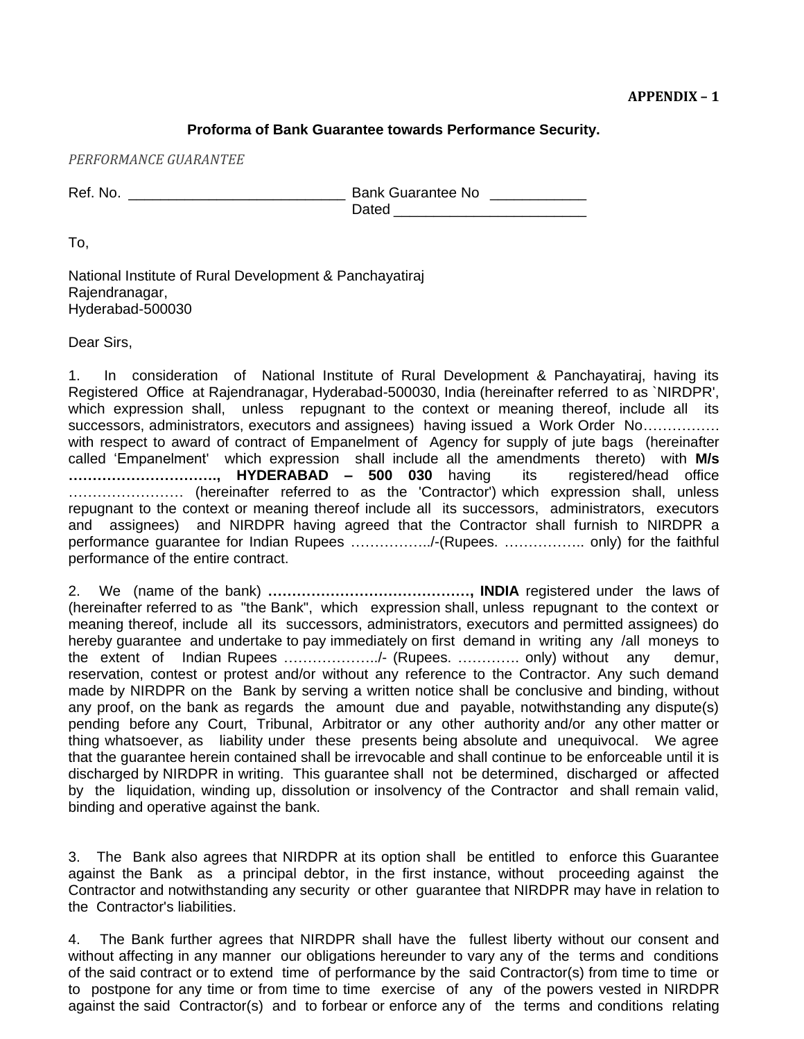**APPENDIX – 1**

**Proforma of Bank Guarantee towards Performance Security.**

*PERFORMANCE GUARANTEE*

Ref. No. ___________________________ Bank Guarantee No ____________
Dated ________________________

To,

National Institute of Rural Development & Panchayatiraj
Rajendranagar,
Hyderabad-500030

Dear Sirs,

1. In consideration of National Institute of Rural Development & Panchayatiraj, having its Registered Office at Rajendranagar, Hyderabad-500030, India (hereinafter referred to as `NIRDPR', which expression shall, unless repugnant to the context or meaning thereof, include all its successors, administrators, executors and assignees) having issued a Work Order No……………. with respect to award of contract of Empanelment of Agency for supply of jute bags (hereinafter called 'Empanelment' which expression shall include all the amendments thereto) with **M/s …………………………., HYDERABAD – 500 030** having its registered/head office …………………… (hereinafter referred to as the 'Contractor') which expression shall, unless repugnant to the context or meaning thereof include all its successors, administrators, executors and assignees) and NIRDPR having agreed that the Contractor shall furnish to NIRDPR a performance guarantee for Indian Rupees ……………../-(Rupees. …………….. only) for the faithful performance of the entire contract.

2. We (name of the bank) **……………………………………, INDIA** registered under the laws of (hereinafter referred to as "the Bank", which expression shall, unless repugnant to the context or meaning thereof, include all its successors, administrators, executors and permitted assignees) do hereby guarantee and undertake to pay immediately on first demand in writing any /all moneys to the extent of Indian Rupees ………………../- (Rupees. …………. only) without any demur, reservation, contest or protest and/or without any reference to the Contractor. Any such demand made by NIRDPR on the Bank by serving a written notice shall be conclusive and binding, without any proof, on the bank as regards the amount due and payable, notwithstanding any dispute(s) pending before any Court, Tribunal, Arbitrator or any other authority and/or any other matter or thing whatsoever, as liability under these presents being absolute and unequivocal. We agree that the guarantee herein contained shall be irrevocable and shall continue to be enforceable until it is discharged by NIRDPR in writing. This guarantee shall not be determined, discharged or affected by the liquidation, winding up, dissolution or insolvency of the Contractor and shall remain valid, binding and operative against the bank.

3. The Bank also agrees that NIRDPR at its option shall be entitled to enforce this Guarantee against the Bank as a principal debtor, in the first instance, without proceeding against the Contractor and notwithstanding any security or other guarantee that NIRDPR may have in relation to the Contractor's liabilities.

4. The Bank further agrees that NIRDPR shall have the fullest liberty without our consent and without affecting in any manner our obligations hereunder to vary any of the terms and conditions of the said contract or to extend time of performance by the said Contractor(s) from time to time or to postpone for any time or from time to time exercise of any of the powers vested in NIRDPR against the said Contractor(s) and to forbear or enforce any of the terms and conditions relating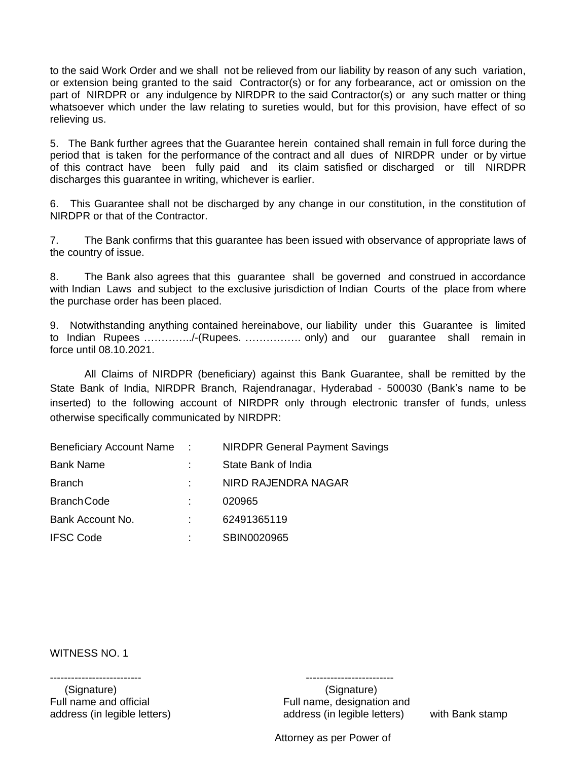to the said Work Order and we shall not be relieved from our liability by reason of any such variation, or extension being granted to the said Contractor(s) or for any forbearance, act or omission on the part of NIRDPR or any indulgence by NIRDPR to the said Contractor(s) or any such matter or thing whatsoever which under the law relating to sureties would, but for this provision, have effect of so relieving us.

5. The Bank further agrees that the Guarantee herein contained shall remain in full force during the period that is taken for the performance of the contract and all dues of NIRDPR under or by virtue of this contract have been fully paid and its claim satisfied or discharged or till NIRDPR discharges this guarantee in writing, whichever is earlier.

6. This Guarantee shall not be discharged by any change in our constitution, in the constitution of NIRDPR or that of the Contractor.

7. The Bank confirms that this guarantee has been issued with observance of appropriate laws of the country of issue.

8. The Bank also agrees that this guarantee shall be governed and construed in accordance with Indian Laws and subject to the exclusive jurisdiction of Indian Courts of the place from where the purchase order has been placed.

9. Notwithstanding anything contained hereinabove, our liability under this Guarantee is limited to Indian Rupees ………….../-(Rupees. ……………. only) and our guarantee shall remain in force until 08.10.2021.

All Claims of NIRDPR (beneficiary) against this Bank Guarantee, shall be remitted by the State Bank of India, NIRDPR Branch, Rajendranagar, Hyderabad - 500030 (Bank's name to be inserted) to the following account of NIRDPR only through electronic transfer of funds, unless otherwise specifically communicated by NIRDPR:

| | | |
|---|---|---|
| Beneficiary Account Name | : | NIRDPR General Payment Savings |
| Bank Name | : | State Bank of India |
| Branch | : | NIRD RAJENDRA NAGAR |
| Branch Code | : | 020965 |
| Bank Account No. | : | 62491365119 |
| IFSC Code | : | SBIN0020965 |

WITNESS NO. 1

-------------------------- -------------------------

(Signature) (Signature)

Full name and official address (in legible letters)

Full name, designation and address (in legible letters) with Bank stamp

Attorney as per Power of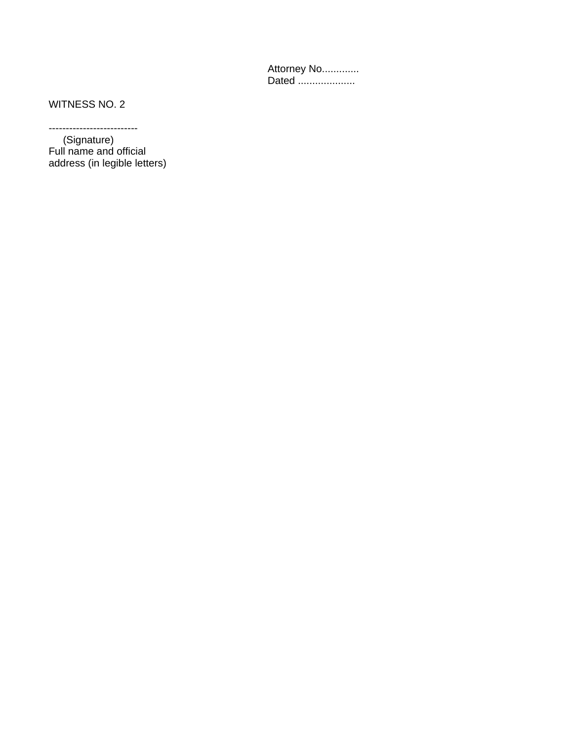Attorney No.............
Dated ....................

WITNESS NO. 2

-------------------------
(Signature)
Full name and official
address (in legible letters)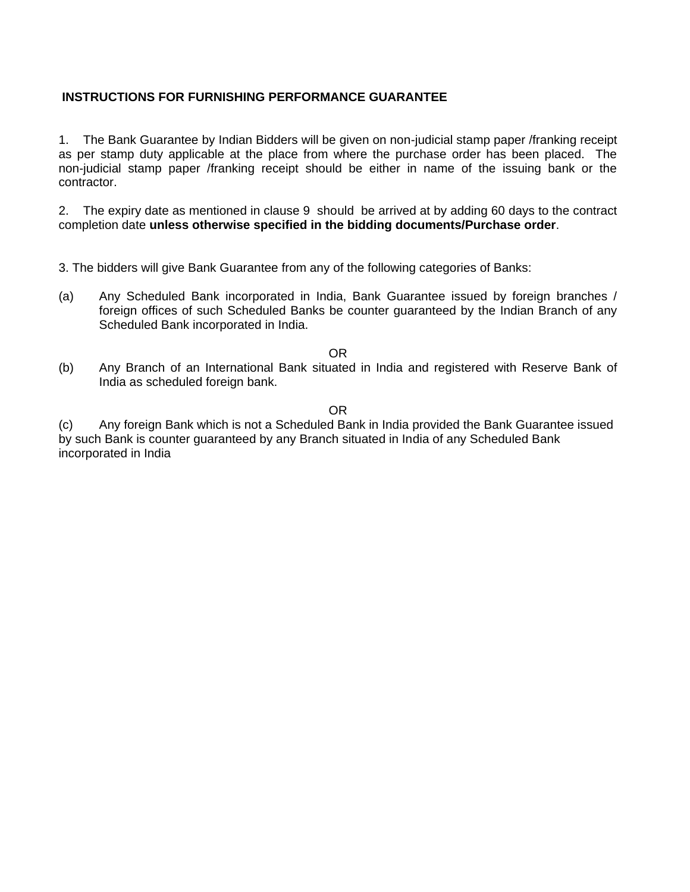## INSTRUCTIONS FOR FURNISHING PERFORMANCE GUARANTEE

1. The Bank Guarantee by Indian Bidders will be given on non-judicial stamp paper /franking receipt as per stamp duty applicable at the place from where the purchase order has been placed. The non-judicial stamp paper /franking receipt should be either in name of the issuing bank or the contractor.

2. The expiry date as mentioned in clause 9 should be arrived at by adding 60 days to the contract completion date **unless otherwise specified in the bidding documents/Purchase order**.

3. The bidders will give Bank Guarantee from any of the following categories of Banks:

(a) Any Scheduled Bank incorporated in India, Bank Guarantee issued by foreign branches / foreign offices of such Scheduled Banks be counter guaranteed by the Indian Branch of any Scheduled Bank incorporated in India.

OR

(b) Any Branch of an International Bank situated in India and registered with Reserve Bank of India as scheduled foreign bank.

OR

(c) Any foreign Bank which is not a Scheduled Bank in India provided the Bank Guarantee issued by such Bank is counter guaranteed by any Branch situated in India of any Scheduled Bank incorporated in India